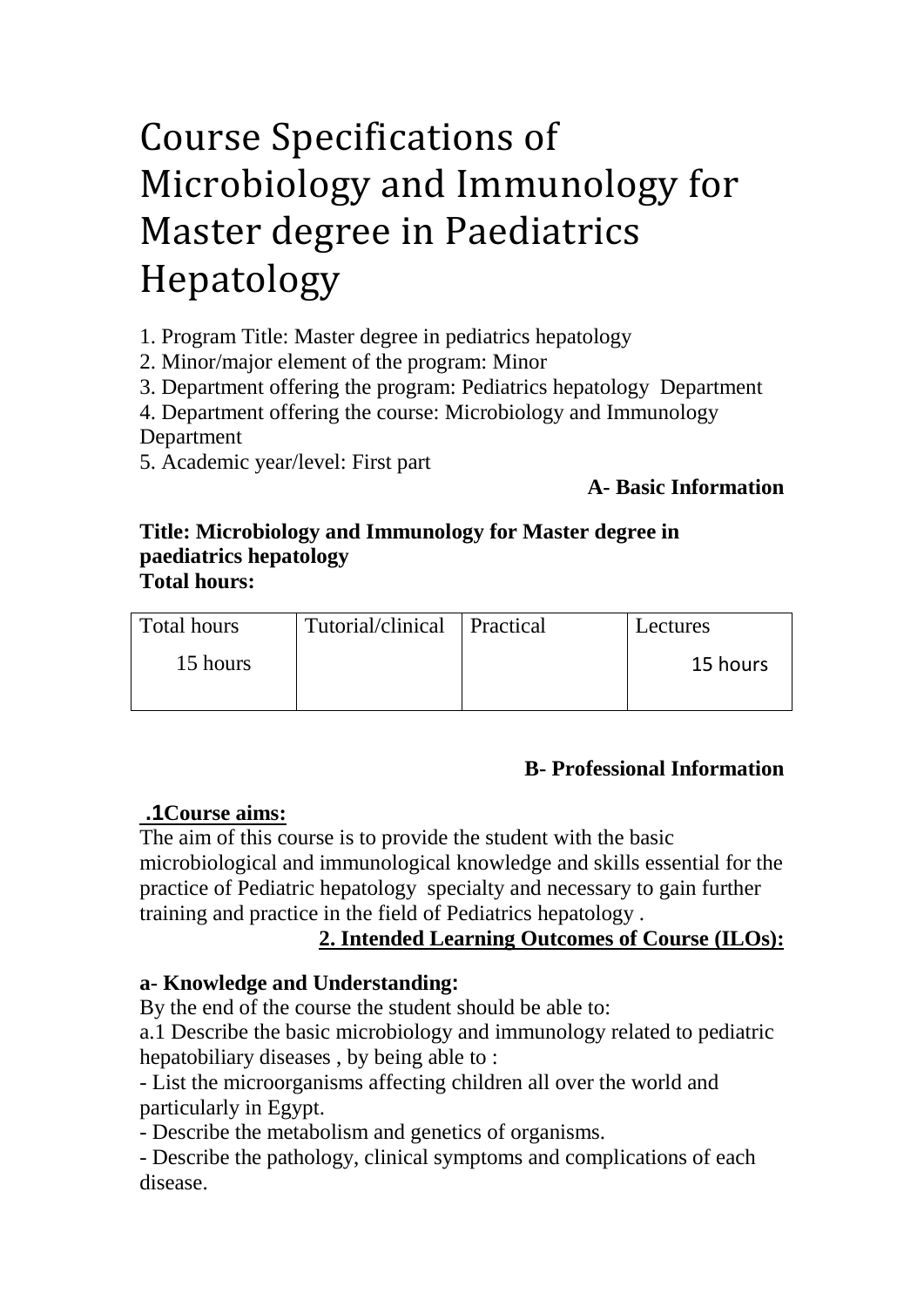# Course Specifications of Microbiology and Immunology for Master degree in Paediatrics Hepatology

1. Program Title: Master degree in pediatrics hepatology
2. Minor/major element of the program: Minor
3. Department offering the program: Pediatrics hepatology Department
4. Department offering the course: Microbiology and Immunology Department
5. Academic year/level: First part

## A- Basic Information

**Title: Microbiology and Immunology for Master degree in paediatrics hepatology**
**Total hours:**

| Total hours | Tutorial/clinical | Practical | Lectures |
|---|---|---|---|
| 15 hours | | | 15 hours |

## B- Professional Information

### .1Course aims:

The aim of this course is to provide the student with the basic microbiological and immunological knowledge and skills essential for the practice of Pediatric hepatology specialty and necessary to gain further training and practice in the field of Pediatrics hepatology .

### 2. Intended Learning Outcomes of Course (ILOs):

**a- Knowledge and Understanding:**

By the end of the course the student should be able to:

a.1 Describe the basic microbiology and immunology related to pediatric hepatobiliary diseases , by being able to :

- List the microorganisms affecting children all over the world and particularly in Egypt.
- Describe the metabolism and genetics of organisms.
- Describe the pathology, clinical symptoms and complications of each disease.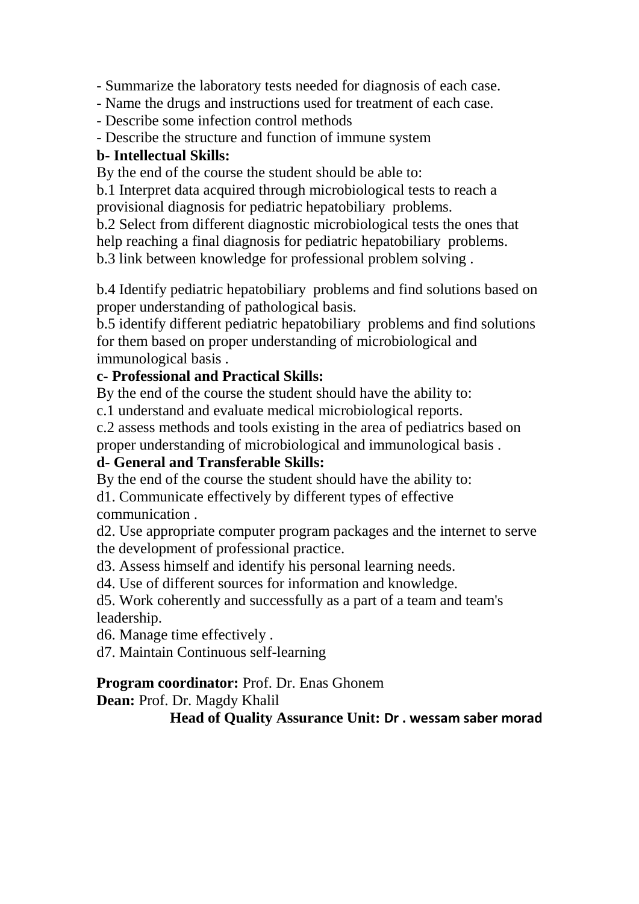- Summarize the laboratory tests needed for diagnosis of each case.
- Name the drugs and instructions used for treatment of each case.
- Describe some infection control methods
- Describe the structure and function of immune system

**b- Intellectual Skills:**

By the end of the course the student should be able to:

b.1 Interpret data acquired through microbiological tests to reach a provisional diagnosis for pediatric hepatobiliary problems.

b.2 Select from different diagnostic microbiological tests the ones that help reaching a final diagnosis for pediatric hepatobiliary problems.

b.3 link between knowledge for professional problem solving .

b.4 Identify pediatric hepatobiliary problems and find solutions based on proper understanding of pathological basis.

b.5 identify different pediatric hepatobiliary problems and find solutions for them based on proper understanding of microbiological and immunological basis .

**c- Professional and Practical Skills:**

By the end of the course the student should have the ability to:

c.1 understand and evaluate medical microbiological reports.

c.2 assess methods and tools existing in the area of pediatrics based on proper understanding of microbiological and immunological basis .

**d- General and Transferable Skills:**

By the end of the course the student should have the ability to:

d1. Communicate effectively by different types of effective communication .

d2. Use appropriate computer program packages and the internet to serve the development of professional practice.

d3. Assess himself and identify his personal learning needs.

d4. Use of different sources for information and knowledge.

d5. Work coherently and successfully as a part of a team and team's leadership.

d6. Manage time effectively .

d7. Maintain Continuous self-learning

**Program coordinator:** Prof. Dr. Enas Ghonem

**Dean:** Prof. Dr. Magdy Khalil

**Head of Quality Assurance Unit: Dr . wessam saber morad**